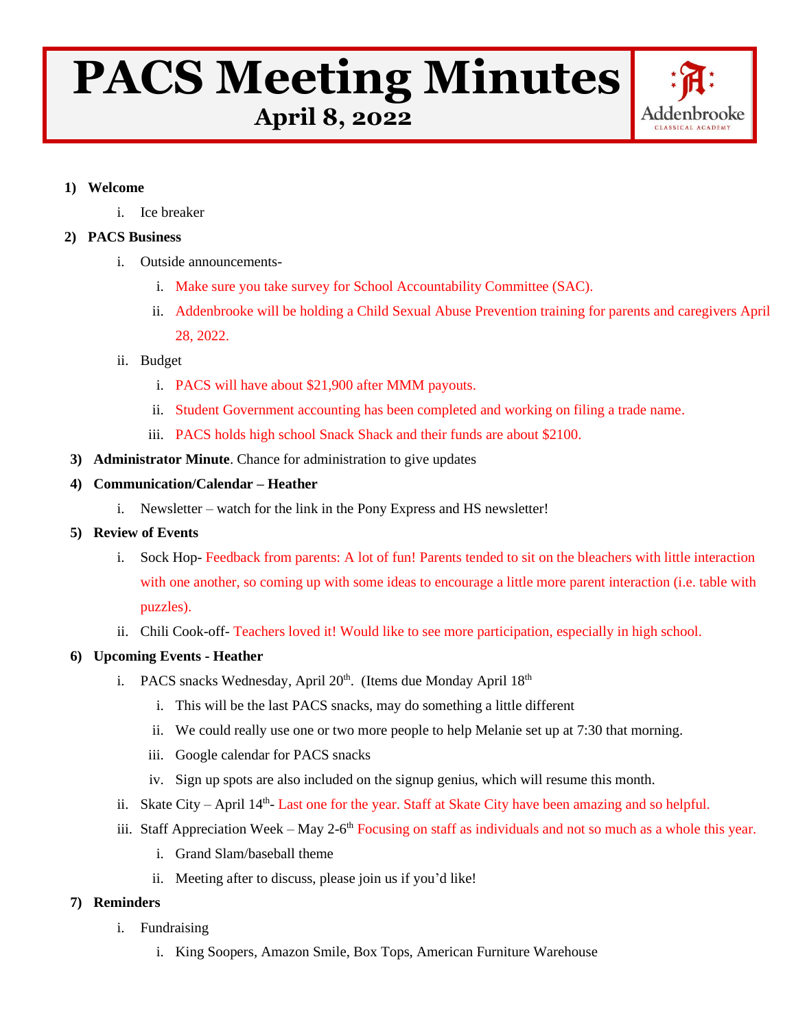# PACS Meeting Minutes

## April 8, 2022

Addenbrooke CLASSICAL ACADEMY

1) **Welcome**
   i. Ice breaker
2) **PACS Business**
   i. Outside announcements-
      i. Make sure you take survey for School Accountability Committee (SAC).
      ii. Addenbrooke will be holding a Child Sexual Abuse Prevention training for parents and caregivers April 28, 2022.
   ii. Budget
      i. PACS will have about $21,900 after MMM payouts.
      ii. Student Government accounting has been completed and working on filing a trade name.
      iii. PACS holds high school Snack Shack and their funds are about $2100.
3) **Administrator Minute**. Chance for administration to give updates
4) **Communication/Calendar – Heather**
   i. Newsletter – watch for the link in the Pony Express and HS newsletter!
5) **Review of Events**
   i. Sock Hop- Feedback from parents: A lot of fun! Parents tended to sit on the bleachers with little interaction with one another, so coming up with some ideas to encourage a little more parent interaction (i.e. table with puzzles).
   ii. Chili Cook-off- Teachers loved it! Would like to see more participation, especially in high school.
6) **Upcoming Events - Heather**
   i. PACS snacks Wednesday, April 20th. (Items due Monday April 18th
      i. This will be the last PACS snacks, may do something a little different
      ii. We could really use one or two more people to help Melanie set up at 7:30 that morning.
      iii. Google calendar for PACS snacks
      iv. Sign up spots are also included on the signup genius, which will resume this month.
   ii. Skate City – April 14th- Last one for the year. Staff at Skate City have been amazing and so helpful.
   iii. Staff Appreciation Week – May 2-6th Focusing on staff as individuals and not so much as a whole this year.
      i. Grand Slam/baseball theme
      ii. Meeting after to discuss, please join us if you'd like!
7) **Reminders**
   i. Fundraising
      i. King Soopers, Amazon Smile, Box Tops, American Furniture Warehouse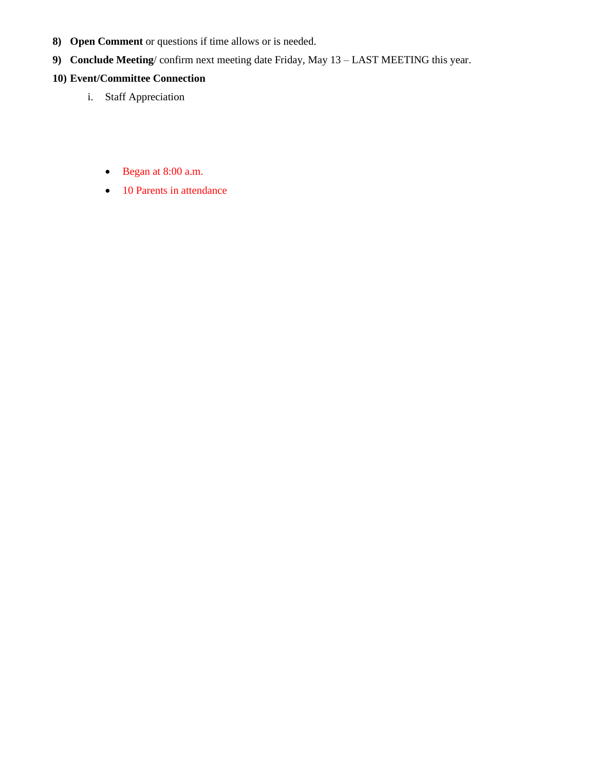8) **Open Comment** or questions if time allows or is needed.

9) **Conclude Meeting**/ confirm next meeting date Friday, May 13 – LAST MEETING this year.

10) **Event/Committee Connection**

   i. Staff Appreciation

- Began at 8:00 a.m.
- 10 Parents in attendance